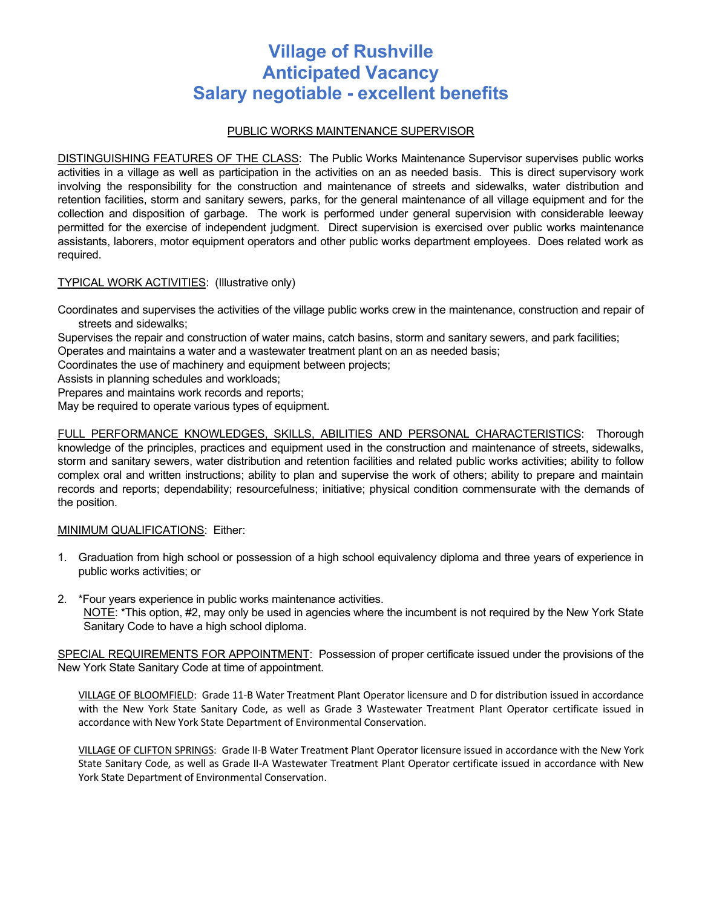# Village of Rushville
# Anticipated Vacancy
# Salary negotiable - excellent benefits

## PUBLIC WORKS MAINTENANCE SUPERVISOR

DISTINGUISHING FEATURES OF THE CLASS: The Public Works Maintenance Supervisor supervises public works activities in a village as well as participation in the activities on an as needed basis. This is direct supervisory work involving the responsibility for the construction and maintenance of streets and sidewalks, water distribution and retention facilities, storm and sanitary sewers, parks, for the general maintenance of all village equipment and for the collection and disposition of garbage. The work is performed under general supervision with considerable leeway permitted for the exercise of independent judgment. Direct supervision is exercised over public works maintenance assistants, laborers, motor equipment operators and other public works department employees. Does related work as required.

TYPICAL WORK ACTIVITIES: (Illustrative only)

Coordinates and supervises the activities of the village public works crew in the maintenance, construction and repair of streets and sidewalks;
Supervises the repair and construction of water mains, catch basins, storm and sanitary sewers, and park facilities;
Operates and maintains a water and a wastewater treatment plant on an as needed basis;
Coordinates the use of machinery and equipment between projects;
Assists in planning schedules and workloads;
Prepares and maintains work records and reports;
May be required to operate various types of equipment.

FULL PERFORMANCE KNOWLEDGES, SKILLS, ABILITIES AND PERSONAL CHARACTERISTICS: Thorough knowledge of the principles, practices and equipment used in the construction and maintenance of streets, sidewalks, storm and sanitary sewers, water distribution and retention facilities and related public works activities; ability to follow complex oral and written instructions; ability to plan and supervise the work of others; ability to prepare and maintain records and reports; dependability; resourcefulness; initiative; physical condition commensurate with the demands of the position.

MINIMUM QUALIFICATIONS: Either:

1. Graduation from high school or possession of a high school equivalency diploma and three years of experience in public works activities; or

2. *Four years experience in public works maintenance activities.
   NOTE: *This option, #2, may only be used in agencies where the incumbent is not required by the New York State Sanitary Code to have a high school diploma.

SPECIAL REQUIREMENTS FOR APPOINTMENT: Possession of proper certificate issued under the provisions of the New York State Sanitary Code at time of appointment.

VILLAGE OF BLOOMFIELD: Grade 11-B Water Treatment Plant Operator licensure and D for distribution issued in accordance with the New York State Sanitary Code, as well as Grade 3 Wastewater Treatment Plant Operator certificate issued in accordance with New York State Department of Environmental Conservation.

VILLAGE OF CLIFTON SPRINGS: Grade II-B Water Treatment Plant Operator licensure issued in accordance with the New York State Sanitary Code, as well as Grade II-A Wastewater Treatment Plant Operator certificate issued in accordance with New York State Department of Environmental Conservation.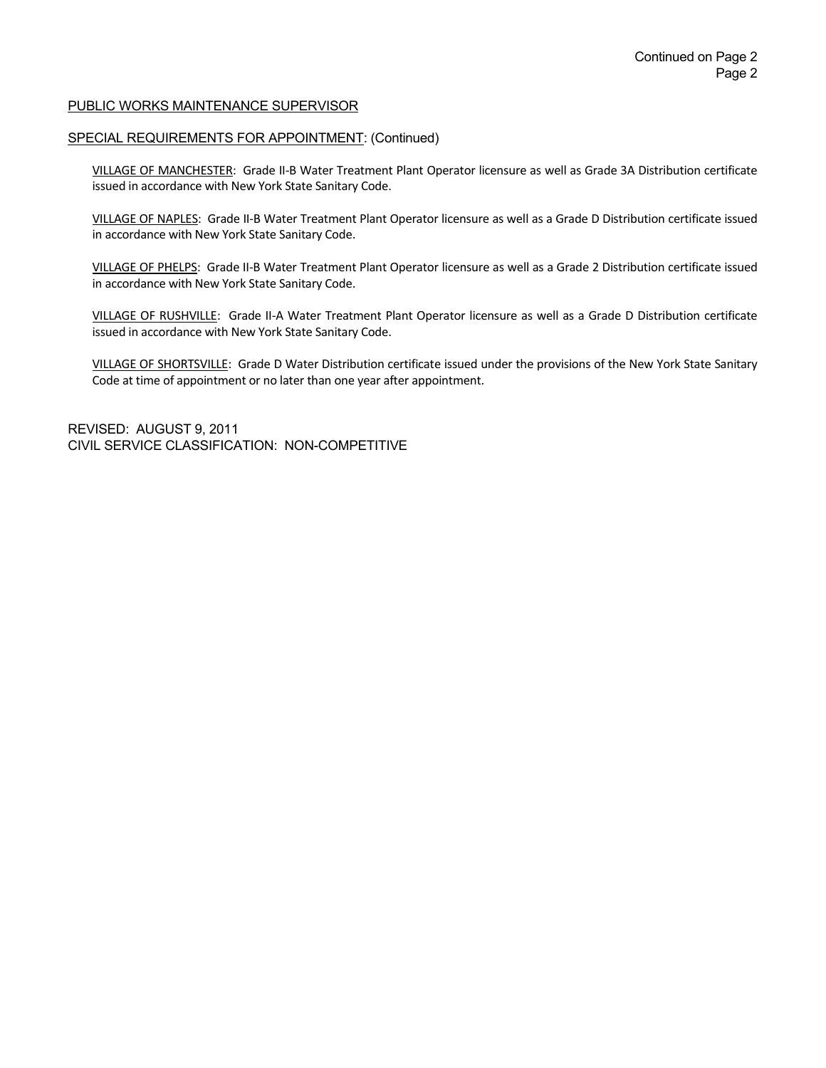PUBLIC WORKS MAINTENANCE SUPERVISOR

SPECIAL REQUIREMENTS FOR APPOINTMENT: (Continued)

VILLAGE OF MANCHESTER: Grade II-B Water Treatment Plant Operator licensure as well as Grade 3A Distribution certificate issued in accordance with New York State Sanitary Code.

VILLAGE OF NAPLES: Grade II-B Water Treatment Plant Operator licensure as well as a Grade D Distribution certificate issued in accordance with New York State Sanitary Code.

VILLAGE OF PHELPS: Grade II-B Water Treatment Plant Operator licensure as well as a Grade 2 Distribution certificate issued in accordance with New York State Sanitary Code.

VILLAGE OF RUSHVILLE: Grade II-A Water Treatment Plant Operator licensure as well as a Grade D Distribution certificate issued in accordance with New York State Sanitary Code.

VILLAGE OF SHORTSVILLE: Grade D Water Distribution certificate issued under the provisions of the New York State Sanitary Code at time of appointment or no later than one year after appointment.

REVISED: AUGUST 9, 2011
CIVIL SERVICE CLASSIFICATION: NON-COMPETITIVE